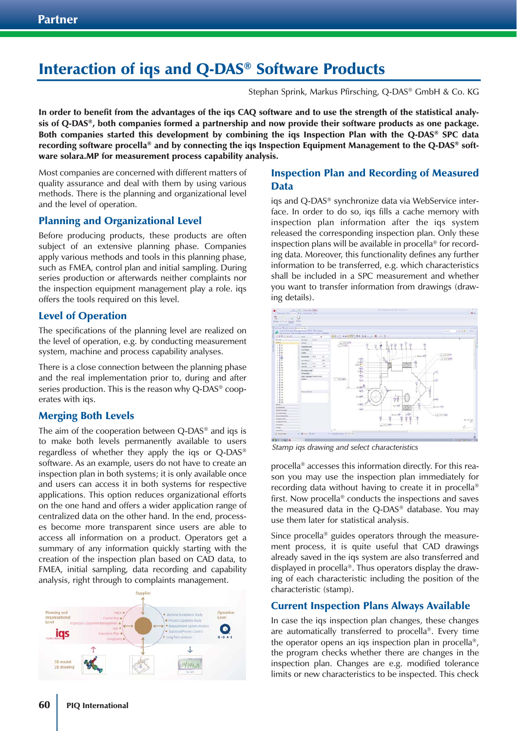# Interaction of iqs and Q-DAS® Software Products

Stephan Sprink, Markus Pfirsching, Q-DAS® GmbH & Co. KG

**In order to benefit from the advantages of the iqs CAQ software and to use the strength of the statistical analysis of Q-DAS®, both companies formed a partnership and now provide their software products as one package. Both companies started this development by combining the iqs Inspection Plan with the Q-DAS® SPC data recording software procella® and by connecting the iqs Inspection Equipment Management to the Q-DAS® software solara.MP for measurement process capability analysis.**

Most companies are concerned with different matters of quality assurance and deal with them by using various methods. There is the planning and organizational level and the level of operation.

## Planning and Organizational Level

Before producing products, these products are often subject of an extensive planning phase. Companies apply various methods and tools in this planning phase, such as FMEA, control plan and initial sampling. During series production or afterwards neither complaints nor the inspection equipment management play a role. iqs offers the tools required on this level.

## Level of Operation

The specifications of the planning level are realized on the level of operation, e.g. by conducting measurement system, machine and process capability analyses.

There is a close connection between the planning phase and the real implementation prior to, during and after series production. This is the reason why Q-DAS® cooperates with iqs.

## Merging Both Levels

The aim of the cooperation between Q-DAS® and iqs is to make both levels permanently available to users regardless of whether they apply the iqs or Q-DAS® software. As an example, users do not have to create an inspection plan in both systems; it is only available once and users can access it in both systems for respective applications. This option reduces organizational efforts on the one hand and offers a wider application range of centralized data on the other hand. In the end, processes become more transparent since users are able to access all information on a product. Operators get a summary of any information quickly starting with the creation of the inspection plan based on CAD data, to FMEA, initial sampling, data recording and capability analysis, right through to complaints management.

## Inspection Plan and Recording of Measured Data

iqs and Q-DAS® synchronize data via WebService interface. In order to do so, iqs fills a cache memory with inspection plan information after the iqs system released the corresponding inspection plan. Only these inspection plans will be available in procella® for recording data. Moreover, this functionality defines any further information to be transferred, e.g. which characteristics shall be included in a SPC measurement and whether you want to transfer information from drawings (drawing details).

*Stamp iqs drawing and select characteristics*

procella® accesses this information directly. For this reason you may use the inspection plan immediately for recording data without having to create it in procella® first. Now procella® conducts the inspections and saves the measured data in the Q-DAS® database. You may use them later for statistical analysis.

Since procella® guides operators through the measurement process, it is quite useful that CAD drawings already saved in the iqs system are also transferred and displayed in procella®. Thus operators display the drawing of each characteristic including the position of the characteristic (stamp).

## Current Inspection Plans Always Available

In case the iqs inspection plan changes, these changes are automatically transferred to procella®. Every time the operator opens an iqs inspection plan in procella®, the program checks whether there are changes in the inspection plan. Changes are e.g. modified tolerance limits or new characteristics to be inspected. This check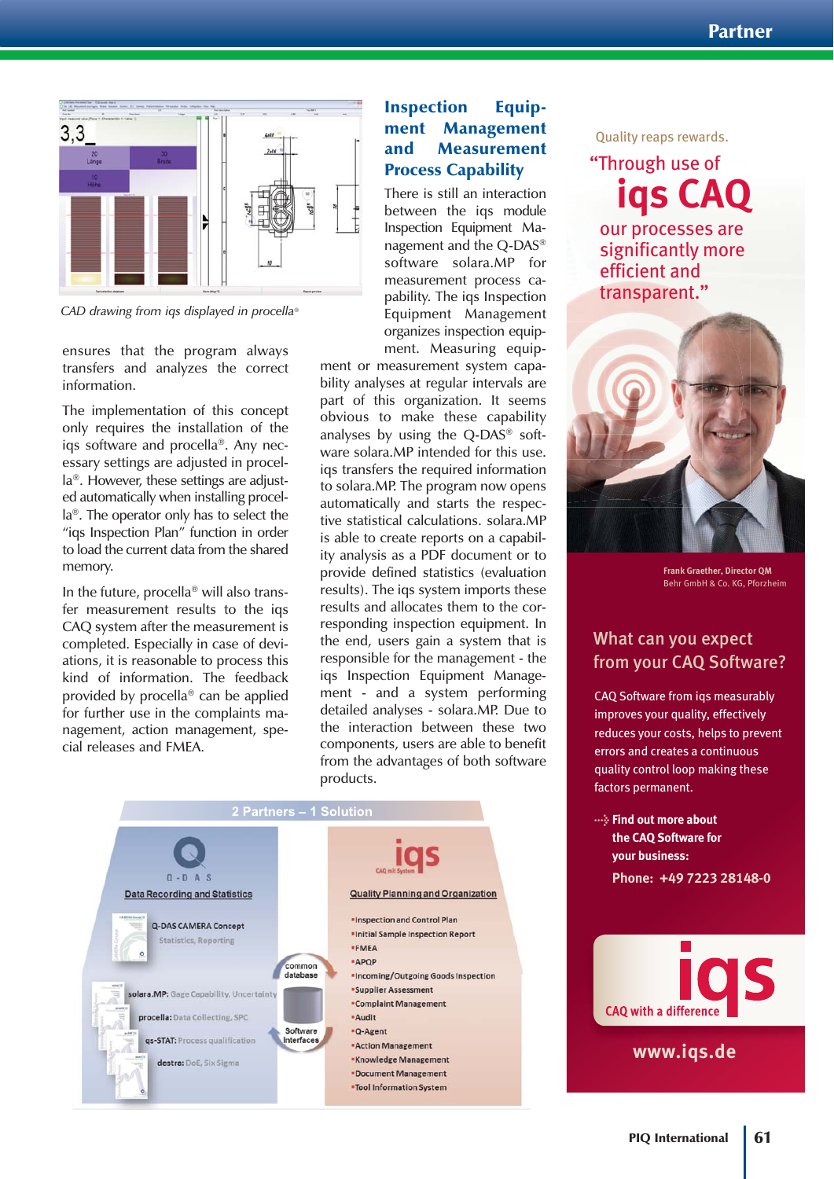CAD drawing from iqs displayed in procella®

ensures that the program always transfers and analyzes the correct information.

The implementation of this concept only requires the installation of the iqs software and procella®. Any necessary settings are adjusted in procella®. However, these settings are adjusted automatically when installing procella®. The operator only has to select the "iqs Inspection Plan" function in order to load the current data from the shared memory.

In the future, procella® will also transfer measurement results to the iqs CAQ system after the measurement is completed. Especially in case of deviations, it is reasonable to process this kind of information. The feedback provided by procella® can be applied for further use in the complaints management, action management, special releases and FMEA.

## Inspection Equipment Management and Measurement Process Capability

There is still an interaction between the iqs module Inspection Equipment Management and the Q-DAS® software solara.MP for measurement process capability. The iqs Inspection Equipment Management organizes inspection equipment. Measuring equipment or measurement system capability analyses at regular intervals are part of this organization. It seems obvious to make these capability analyses by using the Q-DAS® software solara.MP intended for this use. iqs transfers the required information to solara.MP. The program now opens automatically and starts the respective statistical calculations. solara.MP is able to create reports on a capability analysis as a PDF document or to provide defined statistics (evaluation results). The iqs system imports these results and allocates them to the corresponding inspection equipment. In the end, users gain a system that is responsible for the management - the iqs Inspection Equipment Management - and a system performing detailed analyses - solara.MP. Due to the interaction between these two components, users are able to benefit from the advantages of both software products.

2 Partners – 1 Solution

Q-DAS

Data Recording and Statistics

Q-DAS CAMERA Concept
Statistics, Reporting

solara.MP: Gage Capability, Uncertainty

procella: Data Collecting, SPC

qs-STAT: Process qualification

destra: DoE, Six Sigma

common database

Software Interfaces

iqs

Quality Planning and Organization

- Inspection and Control Plan
- Initial Sample Inspection Report
- FMEA
- APQP
- Incoming/Outgoing Goods Inspection
- Supplier Assessment
- Complaint Management
- Audit
- Q-Agent
- Action Management
- Knowledge Management
- Document Management
- Tool Information System

Quality reaps rewards.

"Through use of **iqs CAQ** our processes are significantly more efficient and transparent."

Frank Graether, Director QM
Behr GmbH & Co. KG, Pforzheim

What can you expect from your CAQ Software?

CAQ Software from iqs measurably improves your quality, effectively reduces your costs, helps to prevent errors and creates a continuous quality control loop making these factors permanent.

**Find out more about the CAQ Software for your business:**

**Phone: +49 7223 28148-0**

iqs
CAQ with a difference

www.iqs.de